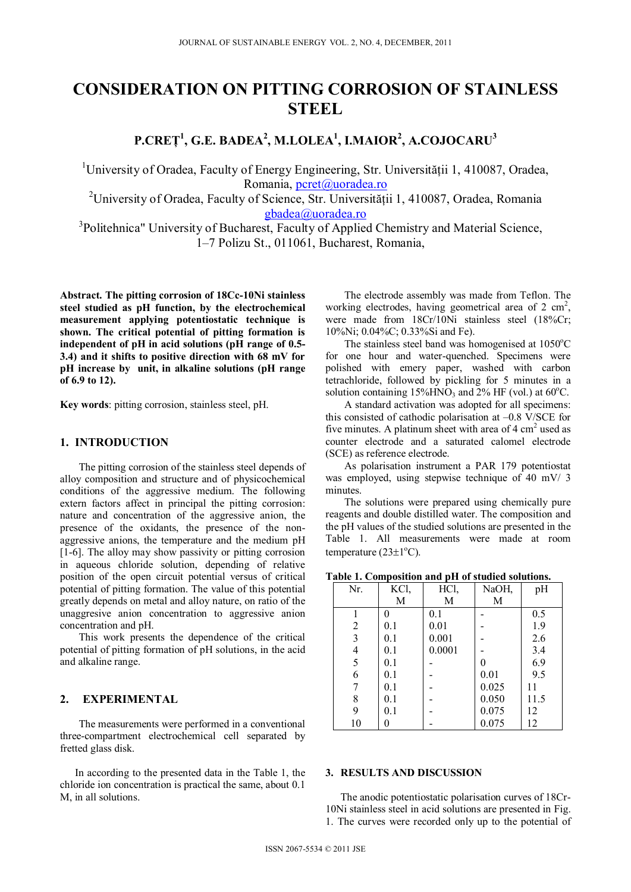# CONSIDERATION ON PITTING CORROSION OF STAINLESS STEEL

## P.CREȚ[1], G.E. BADEA[2], M.LOLEA[1], I.MAIOR[2], A.COJOCARU[3]

[1]University of Oradea, Faculty of Energy Engineering, Str. Universității 1, 410087, Oradea, Romania, pcret@uoradea.ro

[2]University of Oradea, Faculty of Science, Str. Universității 1, 410087, Oradea, Romania gbadea@uoradea.ro

[3]Politehnica" University of Bucharest, Faculty of Applied Chemistry and Material Science, 1–7 Polizu St., 011061, Bucharest, Romania,

**Abstract. The pitting corrosion of 18Cc-10Ni stainless steel studied as pH function, by the electrochemical measurement applying potentiostatic technique is shown. The critical potential of pitting formation is independent of pH in acid solutions (pH range of 0.5-3.4) and it shifts to positive direction with 68 mV for pH increase by unit, in alkaline solutions (pH range of 6.9 to 12).**

**Key words**: pitting corrosion, stainless steel, pH.

## 1. INTRODUCTION

The pitting corrosion of the stainless steel depends of alloy composition and structure and of physicochemical conditions of the aggressive medium. The following extern factors affect in principal the pitting corrosion: nature and concentration of the aggressive anion, the presence of the oxidants, the presence of the non-aggressive anions, the temperature and the medium pH [1-6]. The alloy may show passivity or pitting corrosion in aqueous chloride solution, depending of relative position of the open circuit potential versus of critical potential of pitting formation. The value of this potential greatly depends on metal and alloy nature, on ratio of the unaggresive anion concentration to aggressive anion concentration and pH.

This work presents the dependence of the critical potential of pitting formation of pH solutions, in the acid and alkaline range.

## 2. EXPERIMENTAL

The measurements were performed in a conventional three-compartment electrochemical cell separated by fretted glass disk.

In according to the presented data in the Table 1, the chloride ion concentration is practical the same, about 0.1 M, in all solutions.

The electrode assembly was made from Teflon. The working electrodes, having geometrical area of 2 cm$^2$, were made from 18Cr/10Ni stainless steel (18%Cr; 10%Ni; 0.04%C; 0.33%Si and Fe).

The stainless steel band was homogenised at 1050$^o$C for one hour and water-quenched. Specimens were polished with emery paper, washed with carbon tetrachloride, followed by pickling for 5 minutes in a solution containing 15%$HNO_3$ and 2% HF (vol.) at 60$^o$C.

A standard activation was adopted for all specimens: this consisted of cathodic polarisation at –0.8 V/SCE for five minutes. A platinum sheet with area of 4 cm$^2$ used as counter electrode and a saturated calomel electrode (SCE) as reference electrode.

As polarisation instrument a PAR 179 potentiostat was employed, using stepwise technique of 40 mV/ 3 minutes.

The solutions were prepared using chemically pure reagents and double distilled water. The composition and the pH values of the studied solutions are presented in the Table 1. All measurements were made at room temperature (23±1$^o$C).

**Table 1. Composition and pH of studied solutions.**

| Nr. | KCl, M | HCl, M | NaOH, M | pH |
|---|---|---|---|---|
| 1 | 0 | 0.1 | - | 0.5 |
| 2 | 0.1 | 0.01 | - | 1.9 |
| 3 | 0.1 | 0.001 | - | 2.6 |
| 4 | 0.1 | 0.0001 | - | 3.4 |
| 5 | 0.1 | - | 0 | 6.9 |
| 6 | 0.1 | - | 0.01 | 9.5 |
| 7 | 0.1 | - | 0.025 | 11 |
| 8 | 0.1 | - | 0.050 | 11.5 |
| 9 | 0.1 | - | 0.075 | 12 |
| 10 | 0 | - | 0.075 | 12 |

## 3. RESULTS AND DISCUSSION

The anodic potentiostatic polarisation curves of 18Cr-10Ni stainless steel in acid solutions are presented in Fig. 1. The curves were recorded only up to the potential of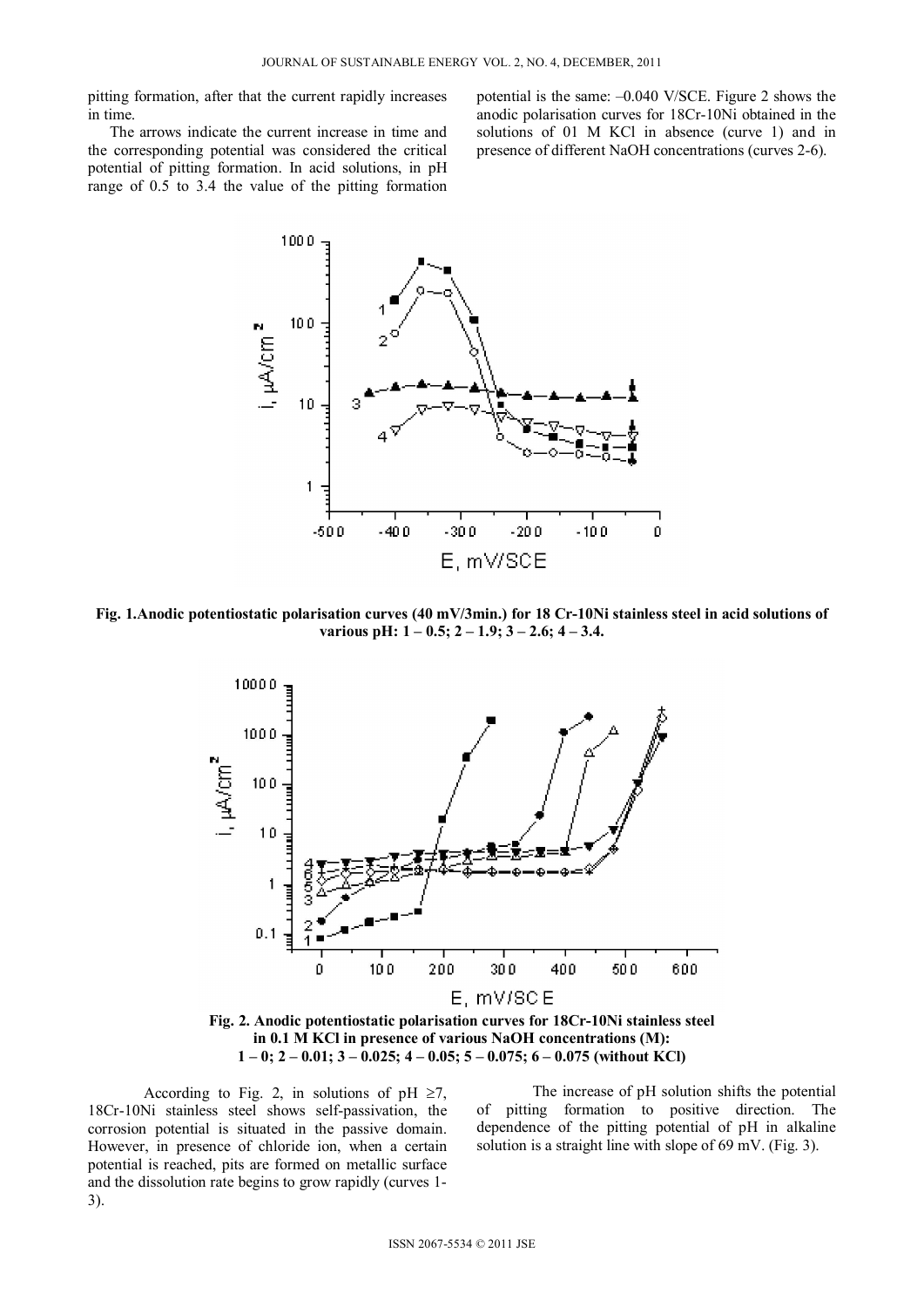pitting formation, after that the current rapidly increases in time.

The arrows indicate the current increase in time and the corresponding potential was considered the critical potential of pitting formation. In acid solutions, in pH range of 0.5 to 3.4 the value of the pitting formation potential is the same: –0.040 V/SCE. Figure 2 shows the anodic polarisation curves for 18Cr-10Ni obtained in the solutions of 01 M KCl in absence (curve 1) and in presence of different NaOH concentrations (curves 2-6).

**Fig. 1.Anodic potentiostatic polarisation curves (40 mV/3min.) for 18 Cr-10Ni stainless steel in acid solutions of various pH: 1 – 0.5; 2 – 1.9; 3 – 2.6; 4 – 3.4.**

**Fig. 2. Anodic potentiostatic polarisation curves for 18Cr-10Ni stainless steel in 0.1 M KCl in presence of various NaOH concentrations (M): 1 – 0; 2 – 0.01; 3 – 0.025; 4 – 0.05; 5 – 0.075; 6 – 0.075 (without KCl)**

According to Fig. 2, in solutions of pH ≥7, 18Cr-10Ni stainless steel shows self-passivation, the corrosion potential is situated in the passive domain. However, in presence of chloride ion, when a certain potential is reached, pits are formed on metallic surface and the dissolution rate begins to grow rapidly (curves 1-3).

The increase of pH solution shifts the potential of pitting formation to positive direction. The dependence of the pitting potential of pH in alkaline solution is a straight line with slope of 69 mV. (Fig. 3).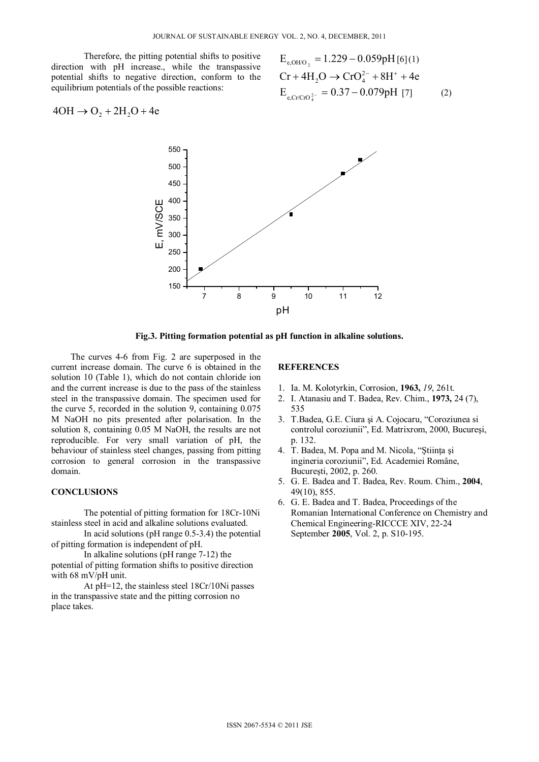Therefore, the pitting potential shifts to positive direction with pH increase., while the transpassive potential shifts to negative direction, conform to the equilibrium potentials of the possible reactions:

$$4OH \rightarrow O_2 + 2H_2O + 4e$$

$$E_{e,OH/O_2} = 1.229 - 0.059pH \text{ [6] (1)}$$

$$Cr + 4H_2O \rightarrow CrO_4^{2-} + 8H^+ + 4e$$

$$E_{e,Cr/CrO_4^{2-}} = 0.37 - 0.079pH \text{ [7]} \qquad (2)$$

E, mV/SCE

550
500
450
400
350
300
250
200
150

7 8 9 10 11 12

pH

**Fig.3. Pitting formation potential as pH function in alkaline solutions.**

The curves 4-6 from Fig. 2 are superposed in the current increase domain. The curve 6 is obtained in the solution 10 (Table 1), which do not contain chloride ion and the current increase is due to the pass of the stainless steel in the transpassive domain. The specimen used for the curve 5, recorded in the solution 9, containing 0.075 M NaOH no pits presented after polarisation. In the solution 8, containing 0.05 M NaOH, the results are not reproducible. For very small variation of pH, the behaviour of stainless steel changes, passing from pitting corrosion to general corrosion in the transpassive domain.

## CONCLUSIONS

The potential of pitting formation for 18Cr-10Ni stainless steel in acid and alkaline solutions evaluated.

In acid solutions (pH range 0.5-3.4) the potential of pitting formation is independent of pH.

In alkaline solutions (pH range 7-12) the potential of pitting formation shifts to positive direction with 68 mV/pH unit.

At pH=12, the stainless steel 18Cr/10Ni passes in the transpassive state and the pitting corrosion no place takes.

## REFERENCES

1. Ia. M. Kolotyrkin, Corrosion, **1963,** *19*, 261t.
2. I. Atanasiu and T. Badea, Rev. Chim., **1973,** 24 (7), 535
3. T.Badea, G.E. Ciura şi A. Cojocaru, "Coroziunea si controlul coroziunii", Ed. Matrixrom, 2000, Bucureşi, p. 132.
4. T. Badea, M. Popa and M. Nicola, "Ştiinţa şi ingineria coroziunii", Ed. Academiei Române, Bucureşti, 2002, p. 260.
5. G. E. Badea and T. Badea, Rev. Roum. Chim., **2004**, 49(10), 855.
6. G. E. Badea and T. Badea, Proceedings of the Romanian International Conference on Chemistry and Chemical Engineering-RICCCE XIV, 22-24 September **2005**, Vol. 2, p. S10-195.